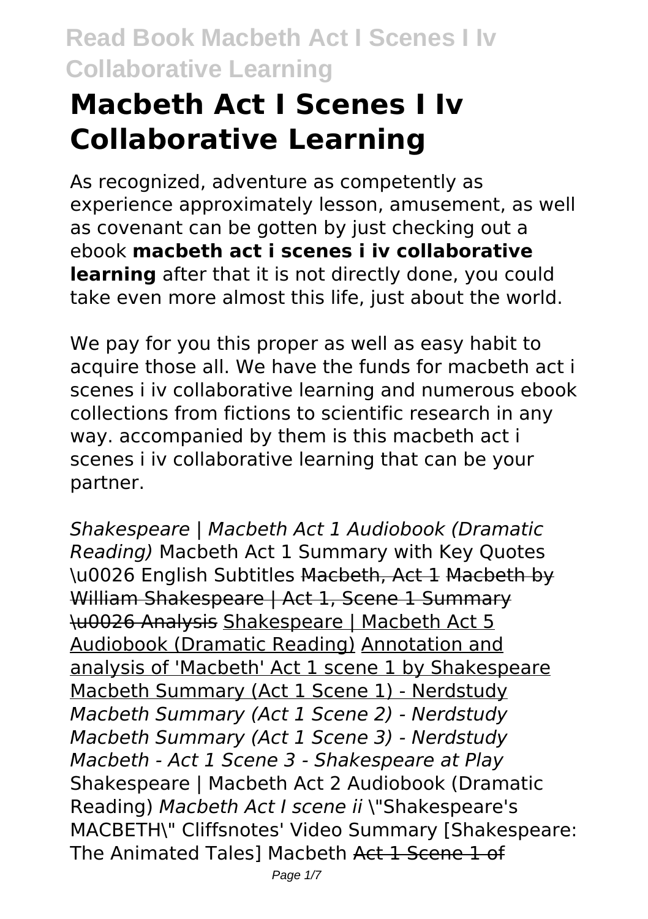# Macbeth Act I Scenes I Iv Collaborative Learning

As recognized, adventure as competently as experience approximately lesson, amusement, as well as covenant can be gotten by just checking out a ebook **macbeth act i scenes i iv collaborative learning** after that it is not directly done, you could take even more almost this life, just about the world.

We pay for you this proper as well as easy habit to acquire those all. We have the funds for macbeth act i scenes i iv collaborative learning and numerous ebook collections from fictions to scientific research in any way. accompanied by them is this macbeth act i scenes i iv collaborative learning that can be your partner.

*Shakespeare | Macbeth Act 1 Audiobook (Dramatic Reading)* Macbeth Act 1 Summary with Key Quotes \u0026 English Subtitles Macbeth, Act 1 Macbeth by William Shakespeare | Act 1, Scene 1 Summary \u0026 Analysis Shakespeare | Macbeth Act 5 Audiobook (Dramatic Reading) Annotation and analysis of 'Macbeth' Act 1 scene 1 by Shakespeare Macbeth Summary (Act 1 Scene 1) - Nerdstudy *Macbeth Summary (Act 1 Scene 2) - Nerdstudy Macbeth Summary (Act 1 Scene 3) - Nerdstudy Macbeth - Act 1 Scene 3 - Shakespeare at Play* Shakespeare | Macbeth Act 2 Audiobook (Dramatic Reading) *Macbeth Act I scene ii* \"Shakespeare's MACBETH\" Cliffsnotes' Video Summary [Shakespeare: The Animated Tales] Macbeth Act 1 Scene 1 of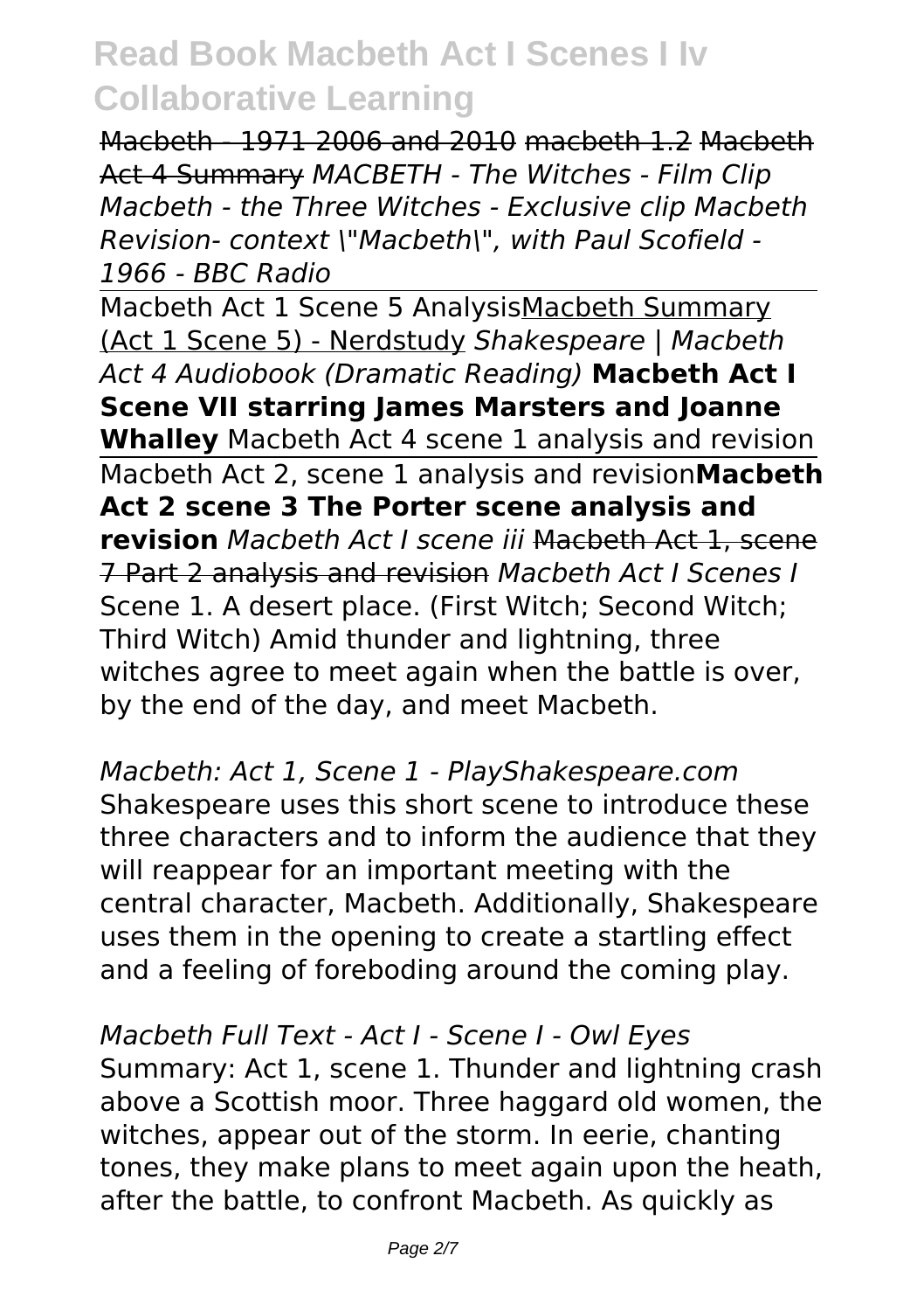Macbeth - 1971 2006 and 2010 macbeth 1.2 Macbeth Act 4 Summary *MACBETH - The Witches - Film Clip Macbeth - the Three Witches - Exclusive clip Macbeth Revision- context "Macbeth", with Paul Scofield - 1966 - BBC Radio*

Macbeth Act 1 Scene 5 Analysis Macbeth Summary (Act 1 Scene 5) - Nerdstudy *Shakespeare | Macbeth Act 4 Audiobook (Dramatic Reading)* **Macbeth Act I Scene VII starring James Marsters and Joanne Whalley** Macbeth Act 4 scene 1 analysis and revision

Macbeth Act 2, scene 1 analysis and revision **Macbeth Act 2 scene 3 The Porter scene analysis and revision** *Macbeth Act I scene iii* Macbeth Act 1, scene 7 Part 2 analysis and revision *Macbeth Act I Scenes I*

Scene 1. A desert place. (First Witch; Second Witch; Third Witch) Amid thunder and lightning, three witches agree to meet again when the battle is over, by the end of the day, and meet Macbeth.

*Macbeth: Act 1, Scene 1 - PlayShakespeare.com*

Shakespeare uses this short scene to introduce these three characters and to inform the audience that they will reappear for an important meeting with the central character, Macbeth. Additionally, Shakespeare uses them in the opening to create a startling effect and a feeling of foreboding around the coming play.

*Macbeth Full Text - Act I - Scene I - Owl Eyes*

Summary: Act 1, scene 1. Thunder and lightning crash above a Scottish moor. Three haggard old women, the witches, appear out of the storm. In eerie, chanting tones, they make plans to meet again upon the heath, after the battle, to confront Macbeth. As quickly as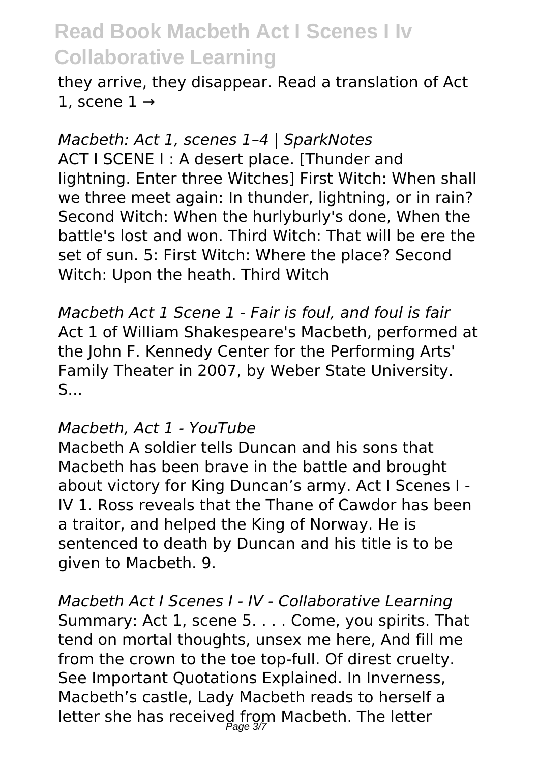they arrive, they disappear. Read a translation of Act 1, scene 1 →

*Macbeth: Act 1, scenes 1–4 | SparkNotes*

ACT I SCENE I : A desert place. [Thunder and lightning. Enter three Witches] First Witch: When shall we three meet again: In thunder, lightning, or in rain? Second Witch: When the hurlyburly's done, When the battle's lost and won. Third Witch: That will be ere the set of sun. 5: First Witch: Where the place? Second Witch: Upon the heath. Third Witch

*Macbeth Act 1 Scene 1 - Fair is foul, and foul is fair*

Act 1 of William Shakespeare's Macbeth, performed at the John F. Kennedy Center for the Performing Arts' Family Theater in 2007, by Weber State University. S...

*Macbeth, Act 1 - YouTube*

Macbeth A soldier tells Duncan and his sons that Macbeth has been brave in the battle and brought about victory for King Duncan's army. Act I Scenes I - IV 1. Ross reveals that the Thane of Cawdor has been a traitor, and helped the King of Norway. He is sentenced to death by Duncan and his title is to be given to Macbeth. 9.

*Macbeth Act I Scenes I - IV - Collaborative Learning*

Summary: Act 1, scene 5. . . . Come, you spirits. That tend on mortal thoughts, unsex me here, And fill me from the crown to the toe top-full. Of direst cruelty. See Important Quotations Explained. In Inverness, Macbeth's castle, Lady Macbeth reads to herself a letter she has received from Macbeth. The letter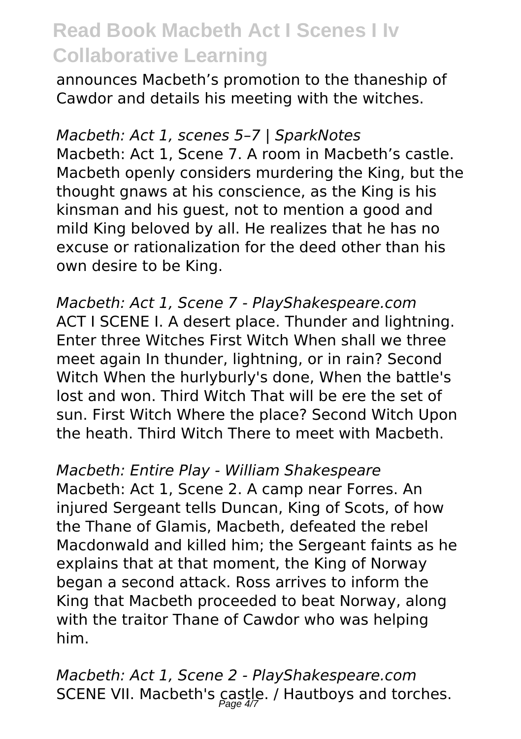announces Macbeth's promotion to the thaneship of Cawdor and details his meeting with the witches.

*Macbeth: Act 1, scenes 5–7 | SparkNotes*

Macbeth: Act 1, Scene 7. A room in Macbeth's castle. Macbeth openly considers murdering the King, but the thought gnaws at his conscience, as the King is his kinsman and his guest, not to mention a good and mild King beloved by all. He realizes that he has no excuse or rationalization for the deed other than his own desire to be King.

*Macbeth: Act 1, Scene 7 - PlayShakespeare.com*

ACT I SCENE I. A desert place. Thunder and lightning. Enter three Witches First Witch When shall we three meet again In thunder, lightning, or in rain? Second Witch When the hurlyburly's done, When the battle's lost and won. Third Witch That will be ere the set of sun. First Witch Where the place? Second Witch Upon the heath. Third Witch There to meet with Macbeth.

*Macbeth: Entire Play - William Shakespeare*

Macbeth: Act 1, Scene 2. A camp near Forres. An injured Sergeant tells Duncan, King of Scots, of how the Thane of Glamis, Macbeth, defeated the rebel Macdonwald and killed him; the Sergeant faints as he explains that at that moment, the King of Norway began a second attack. Ross arrives to inform the King that Macbeth proceeded to beat Norway, along with the traitor Thane of Cawdor who was helping him.

*Macbeth: Act 1, Scene 2 - PlayShakespeare.com*

SCENE VII. Macbeth's castle. / Hautboys and torches.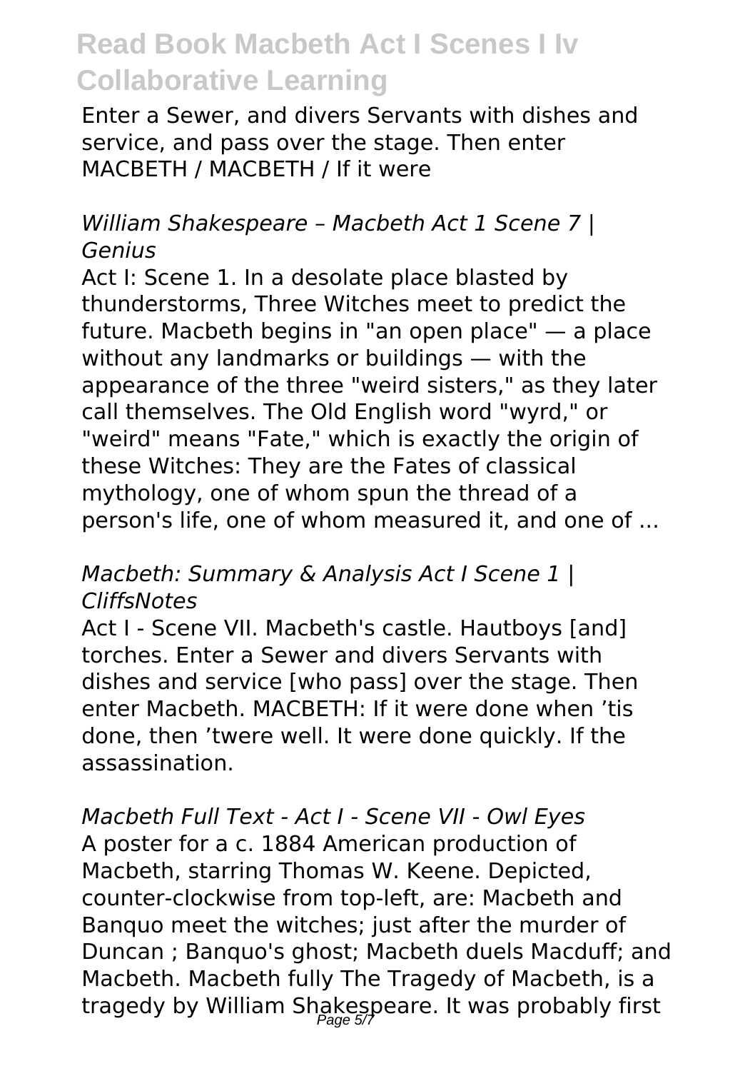Enter a Sewer, and divers Servants with dishes and service, and pass over the stage. Then enter MACBETH / MACBETH / If it were

### *William Shakespeare – Macbeth Act 1 Scene 7 | Genius*

Act I: Scene 1. In a desolate place blasted by thunderstorms, Three Witches meet to predict the future. Macbeth begins in "an open place" — a place without any landmarks or buildings — with the appearance of the three "weird sisters," as they later call themselves. The Old English word "wyrd," or "weird" means "Fate," which is exactly the origin of these Witches: They are the Fates of classical mythology, one of whom spun the thread of a person's life, one of whom measured it, and one of ...

### *Macbeth: Summary & Analysis Act I Scene 1 | CliffsNotes*

Act I - Scene VII. Macbeth's castle. Hautboys [and] torches. Enter a Sewer and divers Servants with dishes and service [who pass] over the stage. Then enter Macbeth. MACBETH: If it were done when 'tis done, then 'twere well. It were done quickly. If the assassination.

### *Macbeth Full Text - Act I - Scene VII - Owl Eyes*

A poster for a c. 1884 American production of Macbeth, starring Thomas W. Keene. Depicted, counter-clockwise from top-left, are: Macbeth and Banquo meet the witches; just after the murder of Duncan ; Banquo's ghost; Macbeth duels Macduff; and Macbeth. Macbeth fully The Tragedy of Macbeth, is a tragedy by William Shakespeare. It was probably first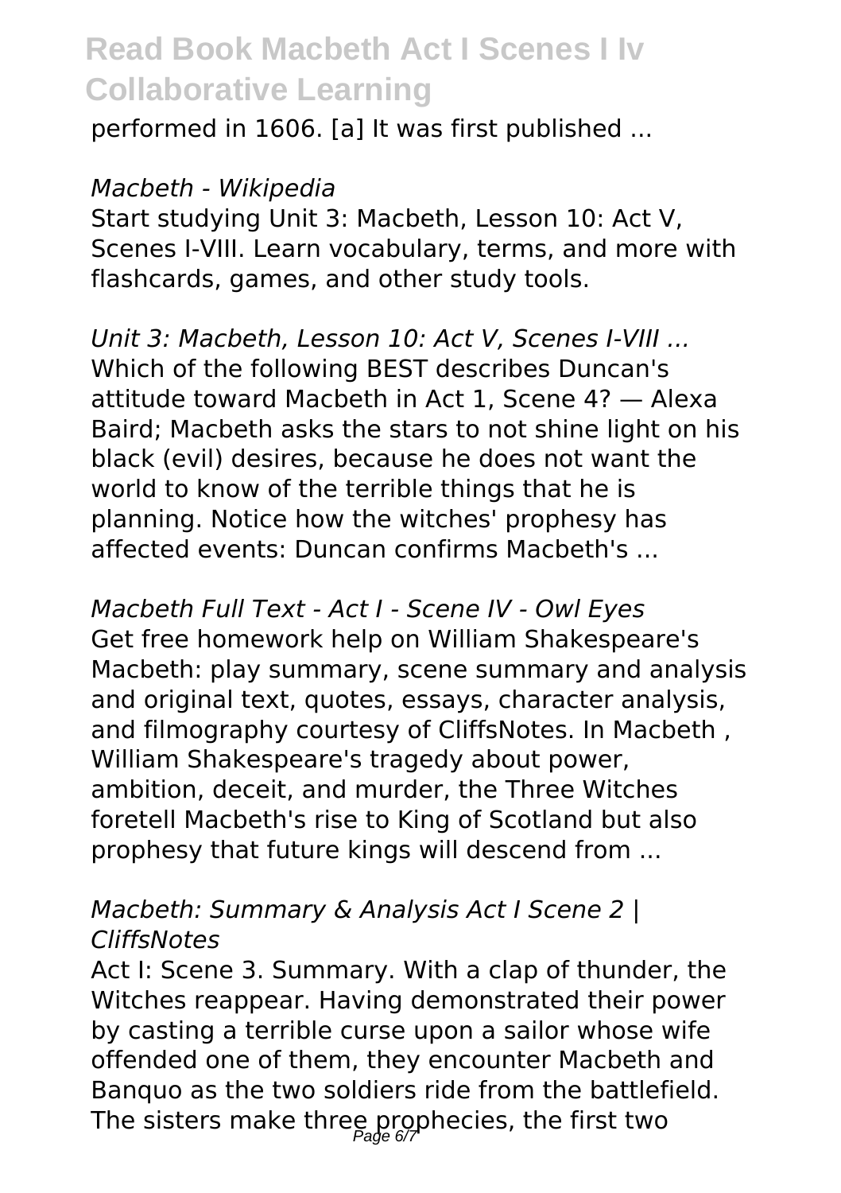performed in 1606. [a] It was first published ...

*Macbeth - Wikipedia*

Start studying Unit 3: Macbeth, Lesson 10: Act V, Scenes I-VIII. Learn vocabulary, terms, and more with flashcards, games, and other study tools.

*Unit 3: Macbeth, Lesson 10: Act V, Scenes I-VIII ...*

Which of the following BEST describes Duncan's attitude toward Macbeth in Act 1, Scene 4? — Alexa Baird; Macbeth asks the stars to not shine light on his black (evil) desires, because he does not want the world to know of the terrible things that he is planning. Notice how the witches' prophesy has affected events: Duncan confirms Macbeth's ...

*Macbeth Full Text - Act I - Scene IV - Owl Eyes*

Get free homework help on William Shakespeare's Macbeth: play summary, scene summary and analysis and original text, quotes, essays, character analysis, and filmography courtesy of CliffsNotes. In Macbeth , William Shakespeare's tragedy about power, ambition, deceit, and murder, the Three Witches foretell Macbeth's rise to King of Scotland but also prophesy that future kings will descend from ...

*Macbeth: Summary & Analysis Act I Scene 2 | CliffsNotes*

Act I: Scene 3. Summary. With a clap of thunder, the Witches reappear. Having demonstrated their power by casting a terrible curse upon a sailor whose wife offended one of them, they encounter Macbeth and Banquo as the two soldiers ride from the battlefield. The sisters make three prophecies, the first two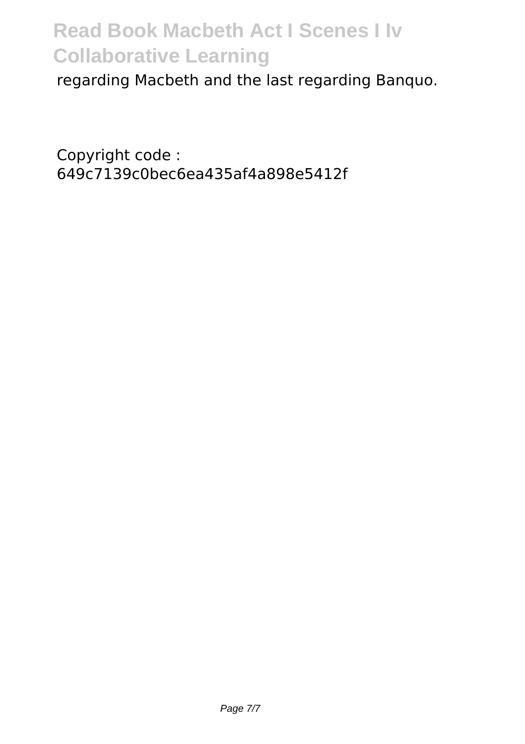regarding Macbeth and the last regarding Banquo.

Copyright code : 649c7139c0bec6ea435af4a898e5412f